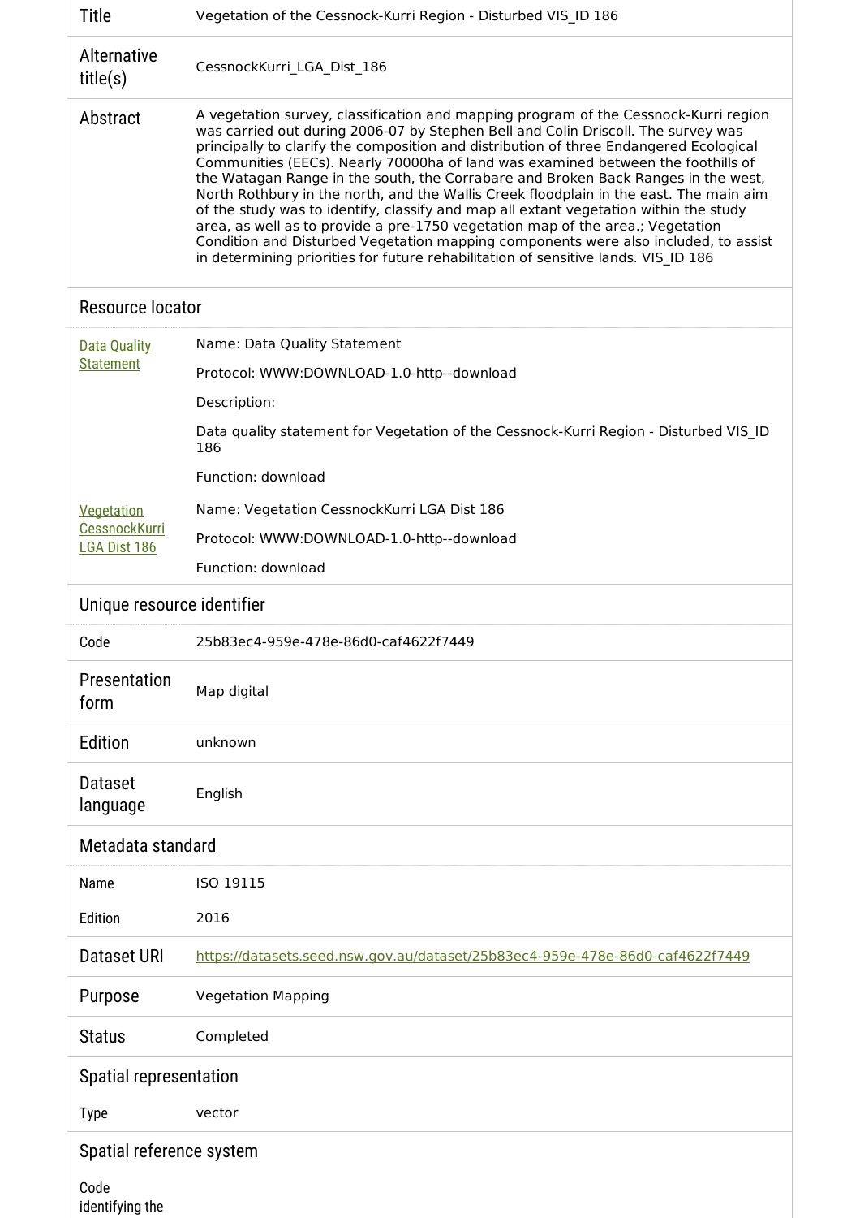| | |
|---|---|
| Title | Vegetation of the Cessnock-Kurri Region - Disturbed VIS_ID 186 |
| Alternative title(s) | CessnockKurri_LGA_Dist_186 |
| Abstract | A vegetation survey, classification and mapping program of the Cessnock-Kurri region was carried out during 2006-07 by Stephen Bell and Colin Driscoll. The survey was principally to clarify the composition and distribution of three Endangered Ecological Communities (EECs). Nearly 70000ha of land was examined between the foothills of the Watagan Range in the south, the Corrabare and Broken Back Ranges in the west, North Rothbury in the north, and the Wallis Creek floodplain in the east. The main aim of the study was to identify, classify and map all extant vegetation within the study area, as well as to provide a pre-1750 vegetation map of the area.; Vegetation Condition and Disturbed Vegetation mapping components were also included, to assist in determining priorities for future rehabilitation of sensitive lands. VIS_ID 186 |

## Resource locator

| | |
|---|---|
| Data Quality Statement | Name: Data Quality Statement<br>Protocol: WWW:DOWNLOAD-1.0-http--download<br>Description:<br>Data quality statement for Vegetation of the Cessnock-Kurri Region - Disturbed VIS_ID 186<br>Function: download |
| Vegetation CessnockKurri LGA Dist 186 | Name: Vegetation CessnockKurri LGA Dist 186<br>Protocol: WWW:DOWNLOAD-1.0-http--download<br>Function: download |

## Unique resource identifier

| | |
|---|---|
| Code | 25b83ec4-959e-478e-86d0-caf4622f7449 |
| Presentation form | Map digital |
| Edition | unknown |
| Dataset language | English |

## Metadata standard

| | |
|---|---|
| Name | ISO 19115 |
| Edition | 2016 |
| Dataset URI | https://datasets.seed.nsw.gov.au/dataset/25b83ec4-959e-478e-86d0-caf4622f7449 |
| Purpose | Vegetation Mapping |
| Status | Completed |

## Spatial representation

| | |
|---|---|
| Type | vector |

## Spatial reference system

Code identifying the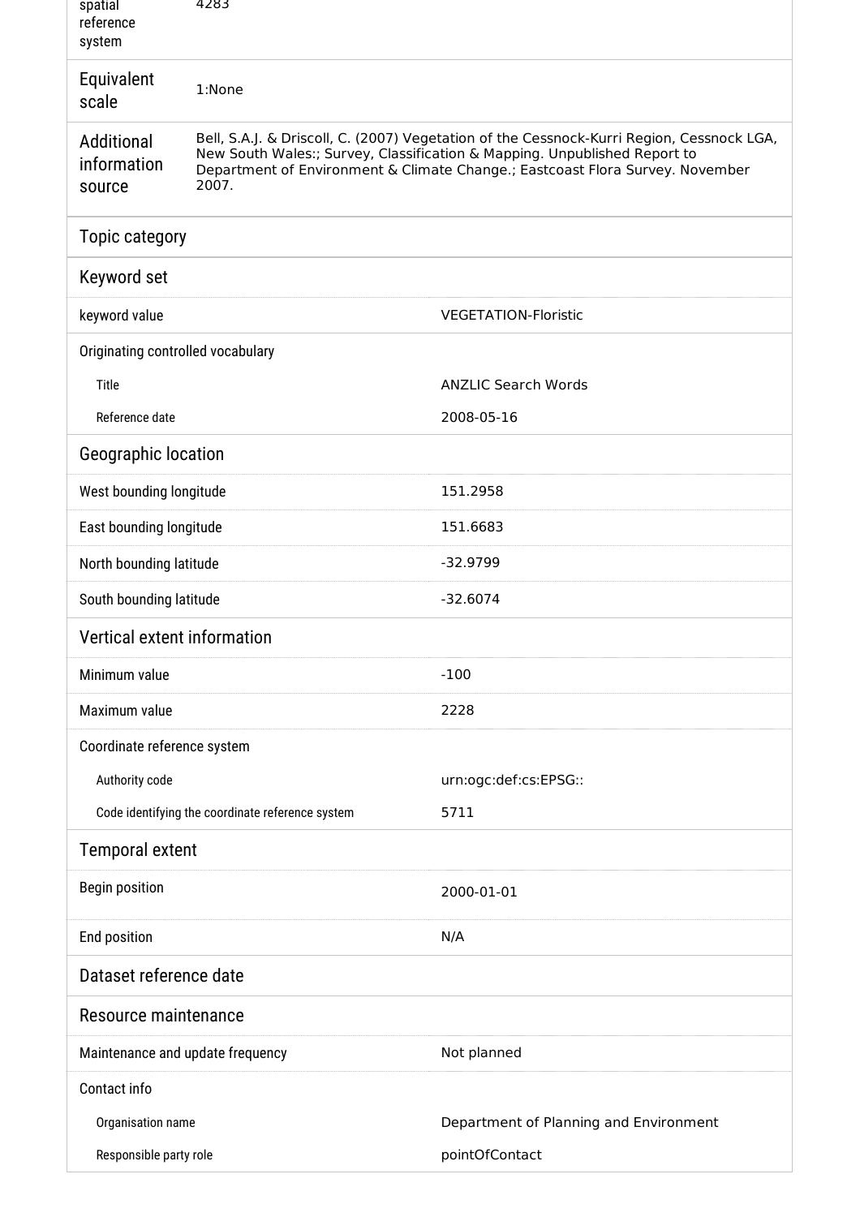| | |
|---|---|
| spatial reference system | 4283 |
| Equivalent scale | 1:None |
| Additional information source | Bell, S.A.J. & Driscoll, C. (2007) Vegetation of the Cessnock-Kurri Region, Cessnock LGA, New South Wales:; Survey, Classification & Mapping. Unpublished Report to Department of Environment & Climate Change.; Eastcoast Flora Survey. November 2007. |

## Topic category

## Keyword set

| | |
|---|---|
| keyword value | VEGETATION-Floristic |
| Originating controlled vocabulary | |
| Title | ANZLIC Search Words |
| Reference date | 2008-05-16 |

## Geographic location

| | |
|---|---|
| West bounding longitude | 151.2958 |
| East bounding longitude | 151.6683 |
| North bounding latitude | -32.9799 |
| South bounding latitude | -32.6074 |

## Vertical extent information

| | |
|---|---|
| Minimum value | -100 |
| Maximum value | 2228 |
| Coordinate reference system | |
| Authority code | urn:ogc:def:cs:EPSG:: |
| Code identifying the coordinate reference system | 5711 |

## Temporal extent

| | |
|---|---|
| Begin position | 2000-01-01 |
| End position | N/A |

## Dataset reference date

## Resource maintenance

| | |
|---|---|
| Maintenance and update frequency | Not planned |
| Contact info | |
| Organisation name | Department of Planning and Environment |
| Responsible party role | pointOfContact |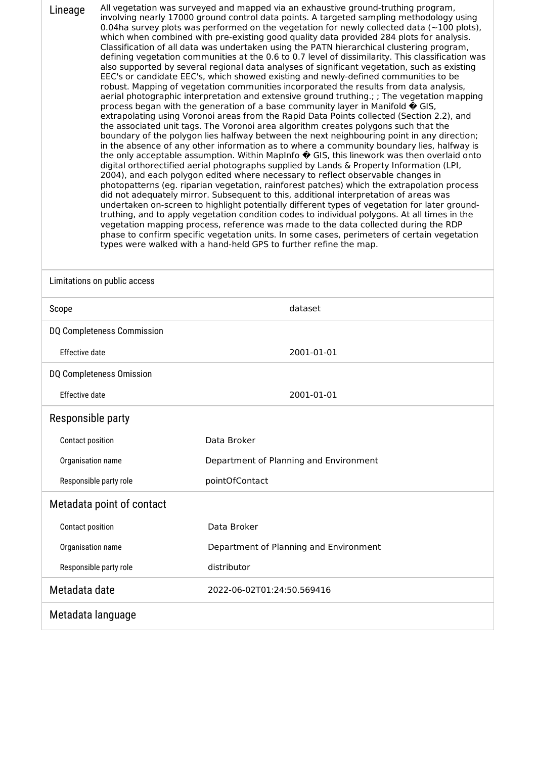| | |
|---|---|
| Lineage | All vegetation was surveyed and mapped via an exhaustive ground-truthing program, involving nearly 17000 ground control data points. A targeted sampling methodology using 0.04ha survey plots was performed on the vegetation for newly collected data (~100 plots), which when combined with pre-existing good quality data provided 284 plots for analysis. Classification of all data was undertaken using the PATN hierarchical clustering program, defining vegetation communities at the 0.6 to 0.7 level of dissimilarity. This classification was also supported by several regional data analyses of significant vegetation, such as existing EEC's or candidate EEC's, which showed existing and newly-defined communities to be robust. Mapping of vegetation communities incorporated the results from data analysis, aerial photographic interpretation and extensive ground truthing.; ; The vegetation mapping process began with the generation of a base community layer in Manifold � GIS, extrapolating using Voronoi areas from the Rapid Data Points collected (Section 2.2), and the associated unit tags. The Voronoi area algorithm creates polygons such that the boundary of the polygon lies halfway between the next neighbouring point in any direction; in the absence of any other information as to where a community boundary lies, halfway is the only acceptable assumption. Within MapInfo � GIS, this linework was then overlaid onto digital orthorectified aerial photographs supplied by Lands & Property Information (LPI, 2004), and each polygon edited where necessary to reflect observable changes in photopatterns (eg. riparian vegetation, rainforest patches) which the extrapolation process did not adequately mirror. Subsequent to this, additional interpretation of areas was undertaken on-screen to highlight potentially different types of vegetation for later ground-truthing, and to apply vegetation condition codes to individual polygons. At all times in the vegetation mapping process, reference was made to the data collected during the RDP phase to confirm specific vegetation units. In some cases, perimeters of certain vegetation types were walked with a hand-held GPS to further refine the map. |

| | |
|---|---|
| Limitations on public access | |
| Scope | dataset |
| DQ Completeness Commission | |
| Effective date | 2001-01-01 |
| DQ Completeness Omission | |
| Effective date | 2001-01-01 |

## Responsible party

| | |
|---|---|
| Contact position | Data Broker |
| Organisation name | Department of Planning and Environment |
| Responsible party role | pointOfContact |

## Metadata point of contact

| | |
|---|---|
| Contact position | Data Broker |
| Organisation name | Department of Planning and Environment |
| Responsible party role | distributor |

| | |
|---|---|
| Metadata date | 2022-06-02T01:24:50.569416 |
| Metadata language | |